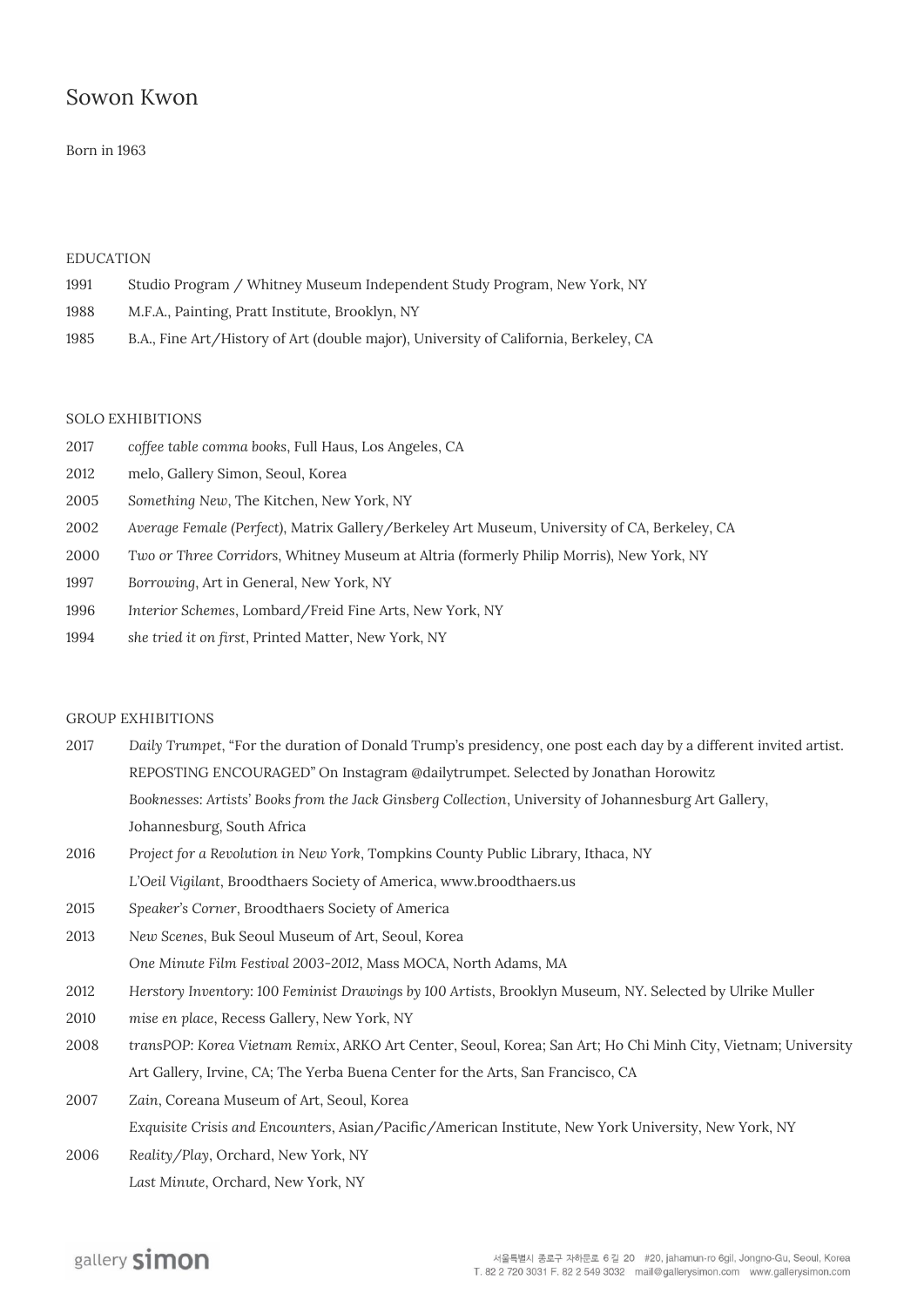# Sowon Kwon

Born in 1963

## EDUCATION

1991 Studio Program / Whitney Museum Independent Study Program, New York, NY

1988 M.F.A., Painting, Pratt Institute, Brooklyn, NY

1985 B.A., Fine Art/History of Art (double major), University of California, Berkeley, CA

## SOLO EXHIBITIONS

2017 *coffee table comma books*, Full Haus, Los Angeles, CA

2012 melo, Gallery Simon, Seoul, Korea

2005 *Something New*, The Kitchen, New York, NY

2002 *Average Female (Perfect)*, Matrix Gallery/Berkeley Art Museum, University of CA, Berkeley, CA

2000 *Two or Three Corridors*, Whitney Museum at Altria (formerly Philip Morris), New York, NY

1997 *Borrowing*, Art in General, New York, NY

1996 *Interior Schemes*, Lombard/Freid Fine Arts, New York, NY

1994 *she tried it on first*, Printed Matter, New York, NY

## GROUP EXHIBITIONS

2017 *Daily Trumpet*, "For the duration of Donald Trump's presidency, one post each day by a different invited artist. REPOSTING ENCOURAGED" On Instagram @dailytrumpet. Selected by Jonathan Horowitz

*Booknesses: Artists' Books from the Jack Ginsberg Collection*, University of Johannesburg Art Gallery, Johannesburg, South Africa

2016 *Project for a Revolution in New York*, Tompkins County Public Library, Ithaca, NY

*L'Oeil Vigilant*, Broodthaers Society of America, www.broodthaers.us

2015 *Speaker's Corner*, Broodthaers Society of America

2013 *New Scenes*, Buk Seoul Museum of Art, Seoul, Korea

*One Minute Film Festival 2003-2012*, Mass MOCA, North Adams, MA

2012 *Herstory Inventory: 100 Feminist Drawings by 100 Artists*, Brooklyn Museum, NY. Selected by Ulrike Muller

2010 *mise en place*, Recess Gallery, New York, NY

2008 *transPOP: Korea Vietnam Remix*, ARKO Art Center, Seoul, Korea; San Art; Ho Chi Minh City, Vietnam; University Art Gallery, Irvine, CA; The Yerba Buena Center for the Arts, San Francisco, CA

2007 *Zain*, Coreana Museum of Art, Seoul, Korea

*Exquisite Crisis and Encounters*, Asian/Pacific/American Institute, New York University, New York, NY

2006 *Reality/Play*, Orchard, New York, NY

*Last Minute*, Orchard, New York, NY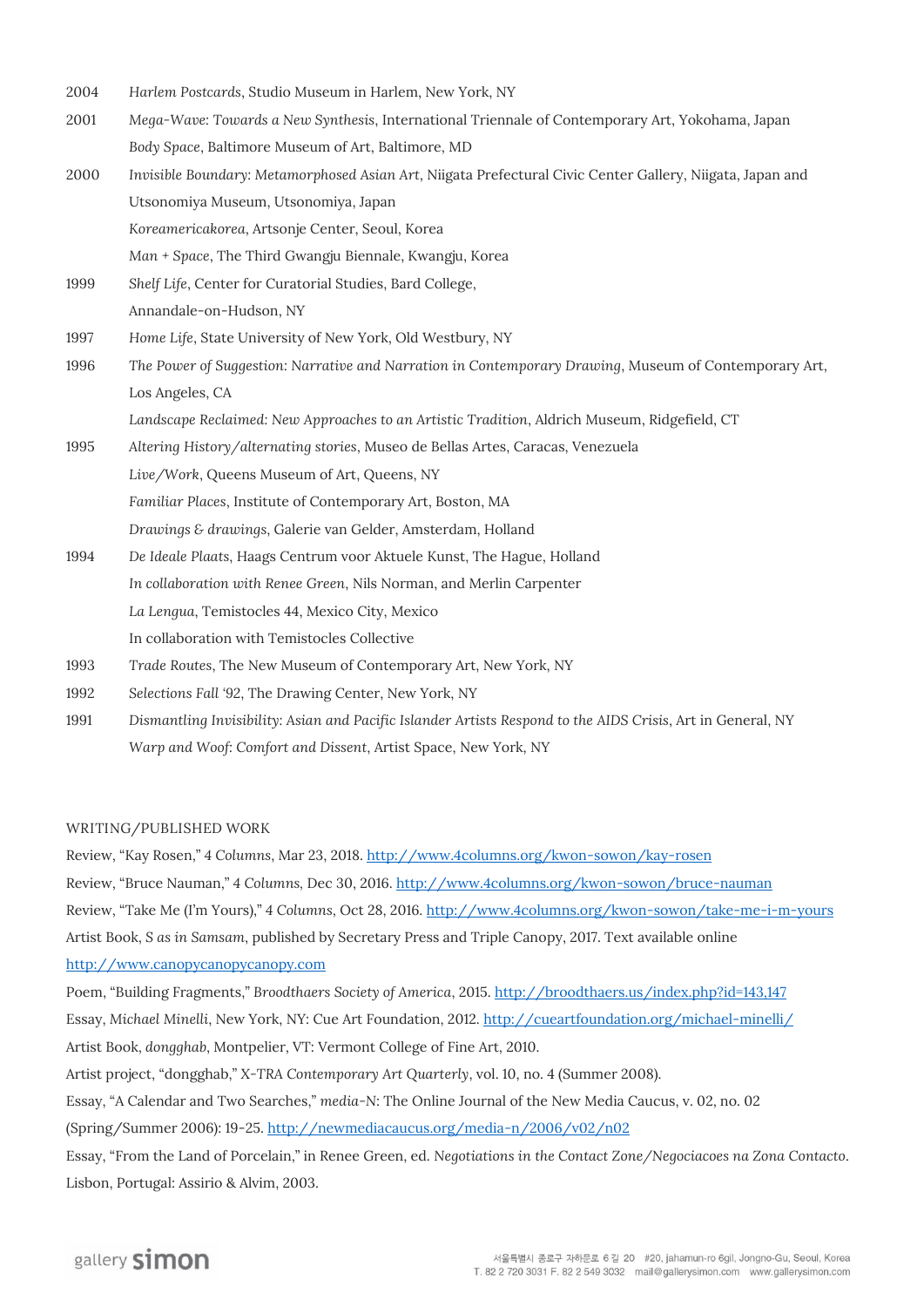2004 *Harlem Postcards*, Studio Museum in Harlem, New York, NY

2001 *Mega-Wave: Towards a New Synthesis*, International Triennale of Contemporary Art, Yokohama, Japan

*Body Space*, Baltimore Museum of Art, Baltimore, MD

2000 *Invisible Boundary: Metamorphosed Asian Art*, Niigata Prefectural Civic Center Gallery, Niigata, Japan and Utsonomiya Museum, Utsonomiya, Japan

*Koreamericakorea*, Artsonje Center, Seoul, Korea

*Man + Space*, The Third Gwangju Biennale, Kwangju, Korea

1999 *Shelf Life*, Center for Curatorial Studies, Bard College, Annandale-on-Hudson, NY

1997 *Home Life*, State University of New York, Old Westbury, NY

1996 *The Power of Suggestion: Narrative and Narration in Contemporary Drawing*, Museum of Contemporary Art, Los Angeles, CA

*Landscape Reclaimed: New Approaches to an Artistic Tradition*, Aldrich Museum, Ridgefield, CT

1995 *Altering History/alternating stories*, Museo de Bellas Artes, Caracas, Venezuela

*Live/Work*, Queens Museum of Art, Queens, NY

*Familiar Places*, Institute of Contemporary Art, Boston, MA

*Drawings & drawings*, Galerie van Gelder, Amsterdam, Holland

1994 *De Ideale Plaats*, Haags Centrum voor Aktuele Kunst, The Hague, Holland

*In collaboration with Renee Green*, Nils Norman, and Merlin Carpenter

*La Lengua*, Temistocles 44, Mexico City, Mexico

In collaboration with Temistocles Collective

1993 *Trade Routes*, The New Museum of Contemporary Art, New York, NY

1992 *Selections Fall '92*, The Drawing Center, New York, NY

1991 *Dismantling Invisibility: Asian and Pacific Islander Artists Respond to the AIDS Crisis*, Art in General, NY

*Warp and Woof: Comfort and Dissent*, Artist Space, New York, NY

WRITING/PUBLISHED WORK

Review, "Kay Rosen," *4 Columns*, Mar 23, 2018. http://www.4columns.org/kwon-sowon/kay-rosen

Review, "Bruce Nauman," *4 Columns*, Dec 30, 2016. http://www.4columns.org/kwon-sowon/bruce-nauman

Review, "Take Me (I'm Yours)," *4 Columns*, Oct 28, 2016. http://www.4columns.org/kwon-sowon/take-me-i-m-yours

Artist Book, *S as in Samsam*, published by Secretary Press and Triple Canopy, 2017. Text available online http://www.canopycanopycanopy.com

Poem, "Building Fragments," *Broodthaers Society of America*, 2015. http://broodthaers.us/index.php?id=143,147

Essay, *Michael Minelli*, New York, NY: Cue Art Foundation, 2012. http://cueartfoundation.org/michael-minelli/

Artist Book, *dongghab*, Montpelier, VT: Vermont College of Fine Art, 2010.

Artist project, "dongghab," *X-TRA Contemporary Art Quarterly*, vol. 10, no. 4 (Summer 2008).

Essay, "A Calendar and Two Searches," *media-N*: The Online Journal of the New Media Caucus, v. 02, no. 02 (Spring/Summer 2006): 19-25. http://newmediacaucus.org/media-n/2006/v02/n02

Essay, "From the Land of Porcelain," in Renee Green, ed. *Negotiations in the Contact Zone/Negociacoes na Zona Contacto*. Lisbon, Portugal: Assirio & Alvim, 2003.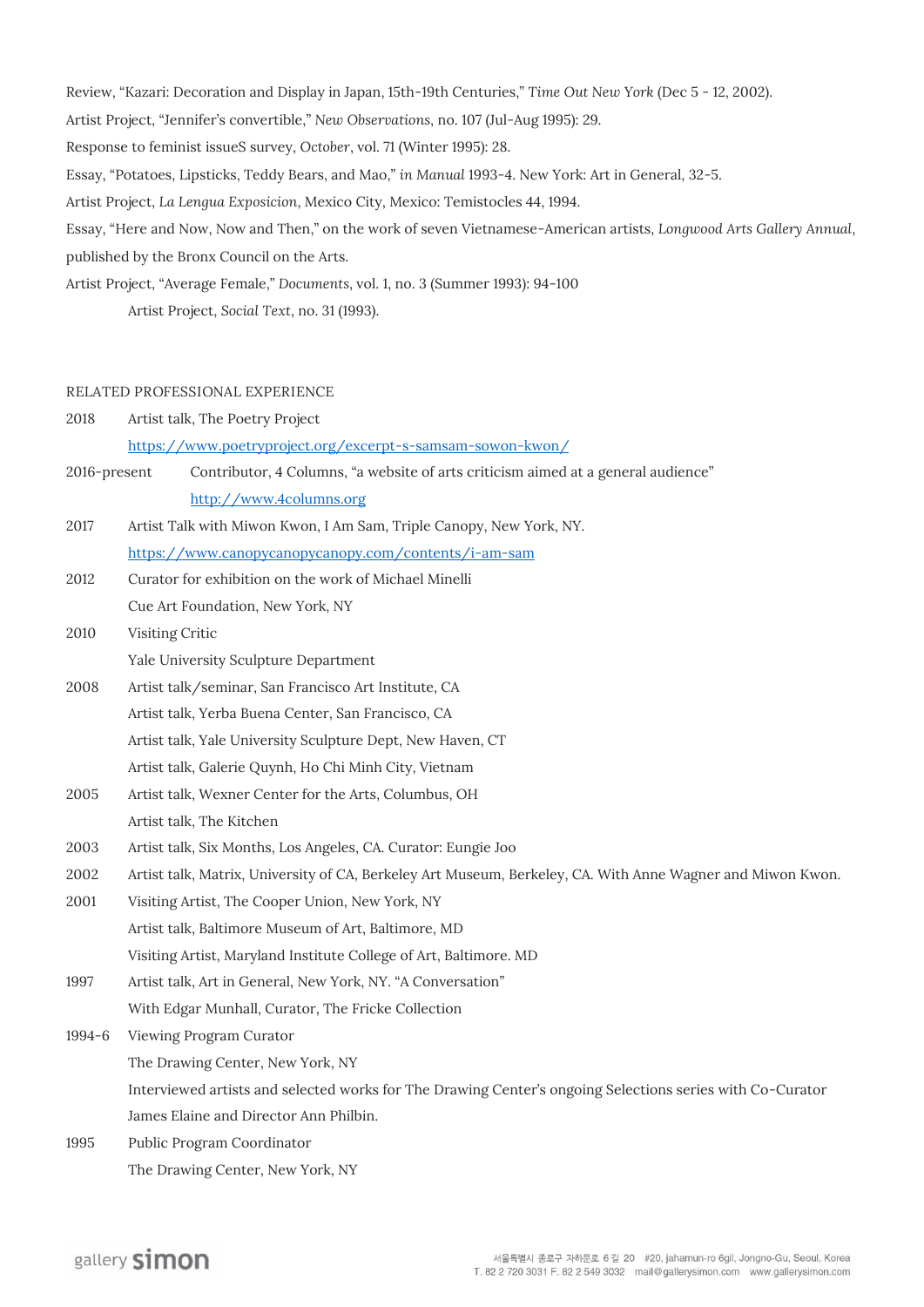Review, "Kazari: Decoration and Display in Japan, 15th-19th Centuries," *Time Out New York* (Dec 5 - 12, 2002).

Artist Project, "Jennifer's convertible," *New Observations*, no. 107 (Jul-Aug 1995): 29.

Response to feminist issueS survey, *October*, vol. 71 (Winter 1995): 28.

Essay, "Potatoes, Lipsticks, Teddy Bears, and Mao," *in Manual* 1993-4. New York: Art in General, 32-5.

Artist Project, *La Lengua Exposicion*, Mexico City, Mexico: Temistocles 44, 1994.

Essay, "Here and Now, Now and Then," on the work of seven Vietnamese-American artists, *Longwood Arts Gallery Annual*, published by the Bronx Council on the Arts.

Artist Project, "Average Female," *Documents*, vol. 1, no. 3 (Summer 1993): 94-100

Artist Project, *Social Text*, no. 31 (1993).

RELATED PROFESSIONAL EXPERIENCE

2018 Artist talk, The Poetry Project
https://www.poetryproject.org/excerpt-s-samsam-sowon-kwon/

2016-present Contributor, 4 Columns, "a website of arts criticism aimed at a general audience"
http://www.4columns.org

2017 Artist Talk with Miwon Kwon, I Am Sam, Triple Canopy, New York, NY.
https://www.canopycanopycanopy.com/contents/i-am-sam

2012 Curator for exhibition on the work of Michael Minelli
Cue Art Foundation, New York, NY

2010 Visiting Critic
Yale University Sculpture Department

2008 Artist talk/seminar, San Francisco Art Institute, CA
Artist talk, Yerba Buena Center, San Francisco, CA
Artist talk, Yale University Sculpture Dept, New Haven, CT
Artist talk, Galerie Quynh, Ho Chi Minh City, Vietnam

2005 Artist talk, Wexner Center for the Arts, Columbus, OH
Artist talk, The Kitchen

2003 Artist talk, Six Months, Los Angeles, CA. Curator: Eungie Joo

2002 Artist talk, Matrix, University of CA, Berkeley Art Museum, Berkeley, CA. With Anne Wagner and Miwon Kwon.

2001 Visiting Artist, The Cooper Union, New York, NY
Artist talk, Baltimore Museum of Art, Baltimore, MD
Visiting Artist, Maryland Institute College of Art, Baltimore. MD

1997 Artist talk, Art in General, New York, NY. "A Conversation"
With Edgar Munhall, Curator, The Fricke Collection

1994-6 Viewing Program Curator
The Drawing Center, New York, NY
Interviewed artists and selected works for The Drawing Center's ongoing Selections series with Co-Curator James Elaine and Director Ann Philbin.

1995 Public Program Coordinator
The Drawing Center, New York, NY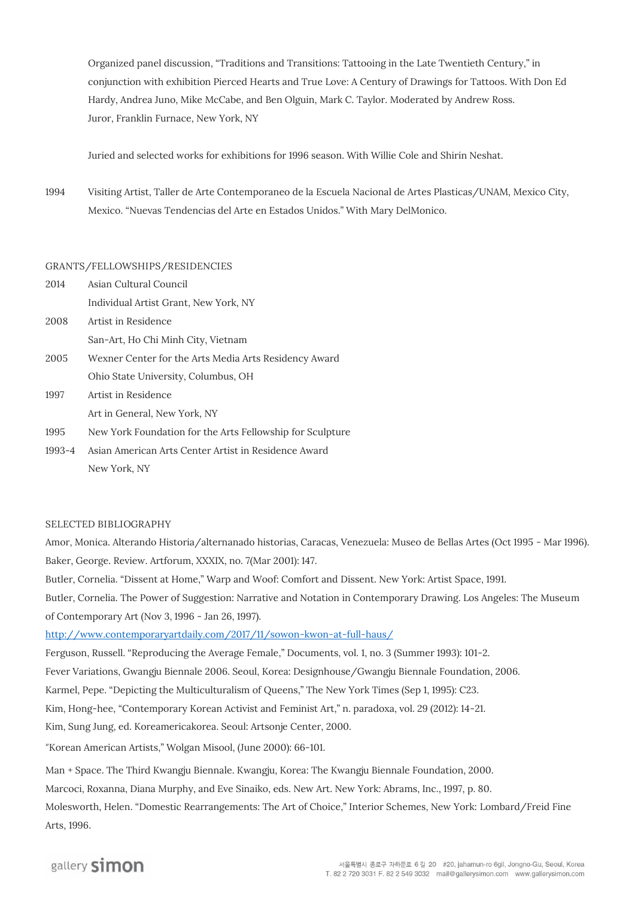Organized panel discussion, "Traditions and Transitions: Tattooing in the Late Twentieth Century," in conjunction with exhibition Pierced Hearts and True Love: A Century of Drawings for Tattoos. With Don Ed Hardy, Andrea Juno, Mike McCabe, and Ben Olguin, Mark C. Taylor. Moderated by Andrew Ross.

Juror, Franklin Furnace, New York, NY

Juried and selected works for exhibitions for 1996 season. With Willie Cole and Shirin Neshat.

1994 Visiting Artist, Taller de Arte Contemporaneo de la Escuela Nacional de Artes Plasticas/UNAM, Mexico City, Mexico. "Nuevas Tendencias del Arte en Estados Unidos." With Mary DelMonico.

GRANTS/FELLOWSHIPS/RESIDENCIES

2014 Asian Cultural Council
Individual Artist Grant, New York, NY

2008 Artist in Residence
San-Art, Ho Chi Minh City, Vietnam

2005 Wexner Center for the Arts Media Arts Residency Award
Ohio State University, Columbus, OH

1997 Artist in Residence
Art in General, New York, NY

1995 New York Foundation for the Arts Fellowship for Sculpture

1993-4 Asian American Arts Center Artist in Residence Award
New York, NY

SELECTED BIBLIOGRAPHY

Amor, Monica. Alterando Historia/alternanado historias, Caracas, Venezuela: Museo de Bellas Artes (Oct 1995 - Mar 1996).

Baker, George. Review. Artforum, XXXIX, no. 7(Mar 2001): 147.

Butler, Cornelia. "Dissent at Home," Warp and Woof: Comfort and Dissent. New York: Artist Space, 1991.

Butler, Cornelia. The Power of Suggestion: Narrative and Notation in Contemporary Drawing. Los Angeles: The Museum of Contemporary Art (Nov 3, 1996 - Jan 26, 1997).

http://www.contemporaryartdaily.com/2017/11/sowon-kwon-at-full-haus/

Ferguson, Russell. "Reproducing the Average Female," Documents, vol. 1, no. 3 (Summer 1993): 101-2.

Fever Variations, Gwangju Biennale 2006. Seoul, Korea: Designhouse/Gwangju Biennale Foundation, 2006.

Karmel, Pepe. "Depicting the Multiculturalism of Queens," The New York Times (Sep 1, 1995): C23.

Kim, Hong-hee, "Contemporary Korean Activist and Feminist Art," n. paradoxa, vol. 29 (2012): 14-21.

Kim, Sung Jung, ed. Koreamericakorea. Seoul: Artsonje Center, 2000.

"Korean American Artists," Wolgan Misool, (June 2000): 66-101.

Man + Space. The Third Kwangju Biennale. Kwangju, Korea: The Kwangju Biennale Foundation, 2000.

Marcoci, Roxanna, Diana Murphy, and Eve Sinaiko, eds. New Art. New York: Abrams, Inc., 1997, p. 80.

Molesworth, Helen. "Domestic Rearrangements: The Art of Choice," Interior Schemes, New York: Lombard/Freid Fine Arts, 1996.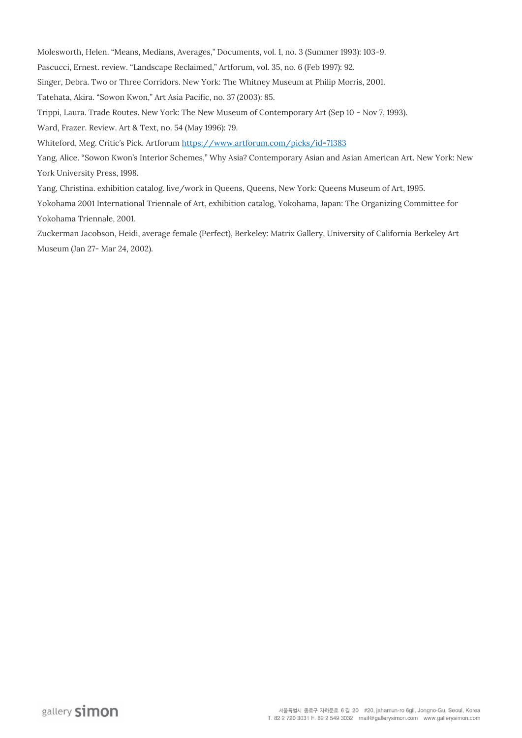Molesworth, Helen. “Means, Medians, Averages,” Documents, vol. 1, no. 3 (Summer 1993): 103-9.

Pascucci, Ernest. review. “Landscape Reclaimed,” Artforum, vol. 35, no. 6 (Feb 1997): 92.

Singer, Debra. Two or Three Corridors. New York: The Whitney Museum at Philip Morris, 2001.

Tatehata, Akira. “Sowon Kwon,” Art Asia Pacific, no. 37 (2003): 85.

Trippi, Laura. Trade Routes. New York: The New Museum of Contemporary Art (Sep 10 - Nov 7, 1993).

Ward, Frazer. Review. Art & Text, no. 54 (May 1996): 79.

Whiteford, Meg. Critic’s Pick. Artforum https://www.artforum.com/picks/id=71383

Yang, Alice. “Sowon Kwon’s Interior Schemes,” Why Asia? Contemporary Asian and Asian American Art. New York: New York University Press, 1998.

Yang, Christina. exhibition catalog. live/work in Queens, Queens, New York: Queens Museum of Art, 1995.

Yokohama 2001 International Triennale of Art, exhibition catalog, Yokohama, Japan: The Organizing Committee for Yokohama Triennale, 2001.

Zuckerman Jacobson, Heidi, average female (Perfect), Berkeley: Matrix Gallery, University of California Berkeley Art Museum (Jan 27- Mar 24, 2002).